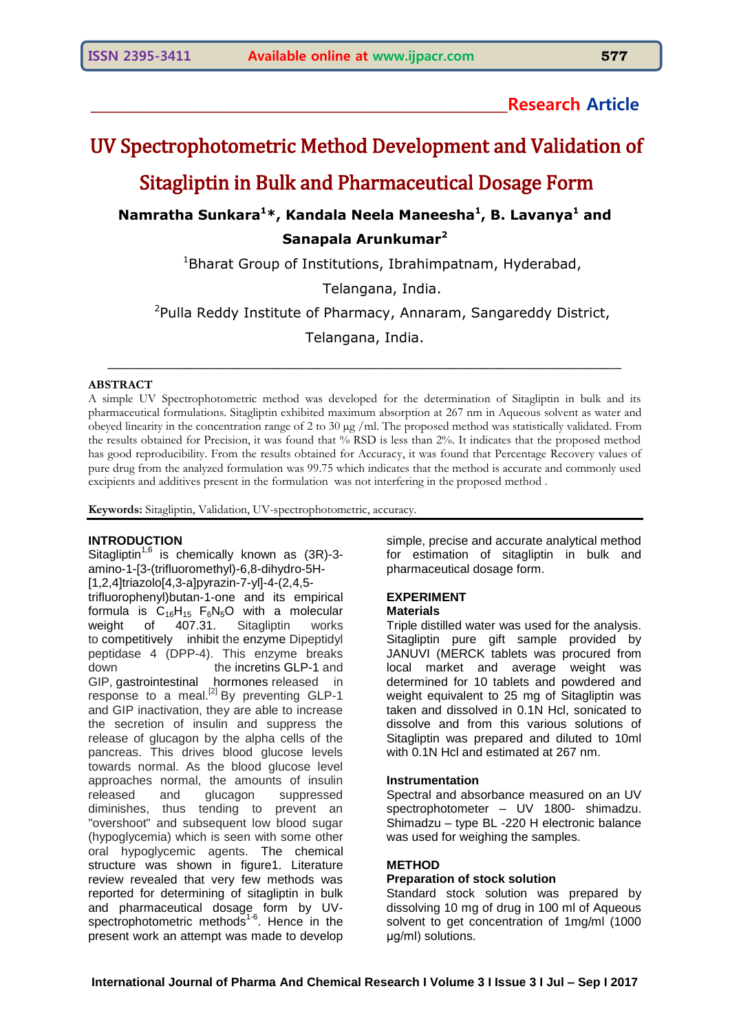**Research Article**

# UV Spectrophotometric Method Development and Validation of Sitagliptin in Bulk and Pharmaceutical Dosage Form

**Namratha Sunkara[1]*, Kandala Neela Maneesha[1], B. Lavanya[1] and Sanapala Arunkumar[2]**

[1]Bharat Group of Institutions, Ibrahimpatnam, Hyderabad, Telangana, India.

[2]Pulla Reddy Institute of Pharmacy, Annaram, Sangareddy District, Telangana, India.

---

## ABSTRACT

A simple UV Spectrophotometric method was developed for the determination of Sitagliptin in bulk and its pharmaceutical formulations. Sitagliptin exhibited maximum absorption at 267 nm in Aqueous solvent as water and obeyed linearity in the concentration range of 2 to 30 μg /ml. The proposed method was statistically validated. From the results obtained for Precision, it was found that % RSD is less than 2%. It indicates that the proposed method has good reproducibility. From the results obtained for Accuracy, it was found that Percentage Recovery values of pure drug from the analyzed formulation was 99.75 which indicates that the method is accurate and commonly used excipients and additives present in the formulation was not interfering in the proposed method .

**Keywords:** Sitagliptin, Validation, UV-spectrophotometric, accuracy.

---

## INTRODUCTION

Sitagliptin[1,6] is chemically known as (3R)-3-amino-1-[3-(trifluoromethyl)-6,8-dihydro-5H-[1,2,4]triazolo[4,3-a]pyrazin-7-yl]-4-(2,4,5-trifluorophenyl)butan-1-one and its empirical formula is $C_{16}H_{15}F_6N_5O$ with a molecular weight of 407.31. Sitagliptin works to competitively inhibit the enzyme Dipeptidyl peptidase 4 (DPP-4). This enzyme breaks down the incretins GLP-1 and GIP, gastrointestinal hormones released in response to a meal.[2] By preventing GLP-1 and GIP inactivation, they are able to increase the secretion of insulin and suppress the release of glucagon by the alpha cells of the pancreas. This drives blood glucose levels towards normal. As the blood glucose level approaches normal, the amounts of insulin released and glucagon suppressed diminishes, thus tending to prevent an "overshoot" and subsequent low blood sugar (hypoglycemia) which is seen with some other oral hypoglycemic agents. The chemical structure was shown in figure1. Literature review revealed that very few methods was reported for determining of sitagliptin in bulk and pharmaceutical dosage form by UV-spectrophotometric methods[1-6]. Hence in the present work an attempt was made to develop simple, precise and accurate analytical method for estimation of sitagliptin in bulk and pharmaceutical dosage form.

## EXPERIMENT

### Materials

Triple distilled water was used for the analysis. Sitagliptin pure gift sample provided by JANUVI (MERCK tablets was procured from local market and average weight was determined for 10 tablets and powdered and weight equivalent to 25 mg of Sitagliptin was taken and dissolved in 0.1N Hcl, sonicated to dissolve and from this various solutions of Sitagliptin was prepared and diluted to 10ml with 0.1N Hcl and estimated at 267 nm.

### Instrumentation

Spectral and absorbance measured on an UV spectrophotometer – UV 1800- shimadzu. Shimadzu – type BL -220 H electronic balance was used for weighing the samples.

## METHOD

### Preparation of stock solution

Standard stock solution was prepared by dissolving 10 mg of drug in 100 ml of Aqueous solvent to get concentration of 1mg/ml (1000 μg/ml) solutions.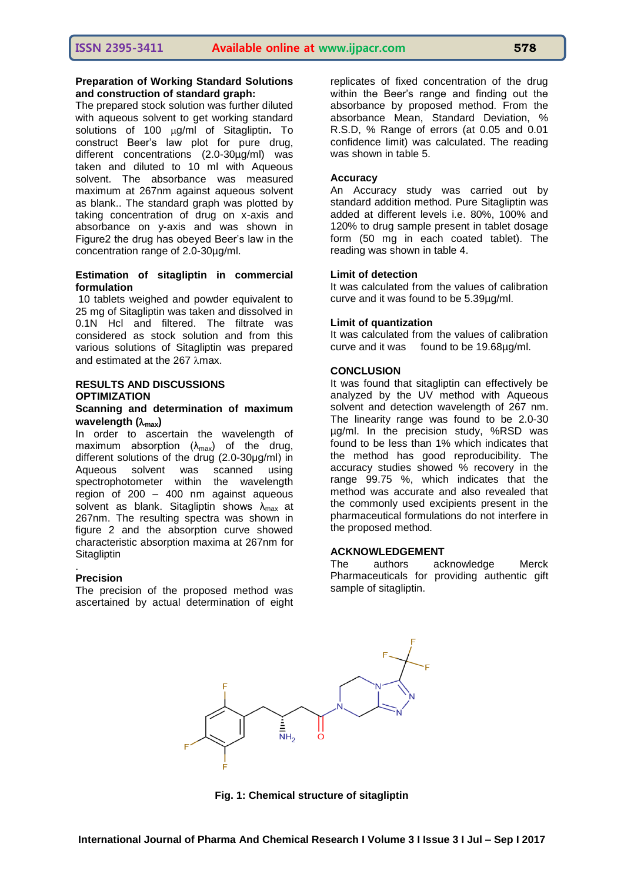**Preparation of Working Standard Solutions and construction of standard graph:**

The prepared stock solution was further diluted with aqueous solvent to get working standard solutions of 100 µg/ml of Sitagliptin**.** To construct Beer's law plot for pure drug, different concentrations (2.0-30µg/ml) was taken and diluted to 10 ml with Aqueous solvent. The absorbance was measured maximum at 267nm against aqueous solvent as blank.. The standard graph was plotted by taking concentration of drug on x-axis and absorbance on y-axis and was shown in Figure2 the drug has obeyed Beer's law in the concentration range of 2.0-30µg/ml.

**Estimation of sitagliptin in commercial formulation**

10 tablets weighed and powder equivalent to 25 mg of Sitagliptin was taken and dissolved in 0.1N Hcl and filtered. The filtrate was considered as stock solution and from this various solutions of Sitagliptin was prepared and estimated at the 267 λmax.

## RESULTS AND DISCUSSIONS

### OPTIMIZATION

**Scanning and determination of maximum wavelength ($\lambda_{max}$)**

In order to ascertain the wavelength of maximum absorption ($\lambda_{max}$) of the drug, different solutions of the drug (2.0-30µg/ml) in Aqueous solvent was scanned using spectrophotometer within the wavelength region of 200 – 400 nm against aqueous solvent as blank. Sitagliptin shows $\lambda_{max}$ at 267nm. The resulting spectra was shown in figure 2 and the absorption curve showed characteristic absorption maxima at 267nm for Sitagliptin

.

**Precision**

The precision of the proposed method was ascertained by actual determination of eight replicates of fixed concentration of the drug within the Beer's range and finding out the absorbance by proposed method. From the absorbance Mean, Standard Deviation, % R.S.D, % Range of errors (at 0.05 and 0.01 confidence limit) was calculated. The reading was shown in table 5.

**Accuracy**

An Accuracy study was carried out by standard addition method. Pure Sitagliptin was added at different levels i.e. 80%, 100% and 120% to drug sample present in tablet dosage form (50 mg in each coated tablet). The reading was shown in table 4.

**Limit of detection**

It was calculated from the values of calibration curve and it was found to be 5.39µg/ml.

**Limit of quantization**

It was calculated from the values of calibration curve and it was found to be 19.68µg/ml.

## CONCLUSION

It was found that sitagliptin can effectively be analyzed by the UV method with Aqueous solvent and detection wavelength of 267 nm. The linearity range was found to be 2.0-30 µg/ml. In the precision study, %RSD was found to be less than 1% which indicates that the method has good reproducibility. The accuracy studies showed % recovery in the range 99.75 %, which indicates that the method was accurate and also revealed that the commonly used excipients present in the pharmaceutical formulations do not interfere in the proposed method.

## ACKNOWLEDGEMENT

The authors acknowledge Merck Pharmaceuticals for providing authentic gift sample of sitagliptin.

**Fig. 1: Chemical structure of sitagliptin**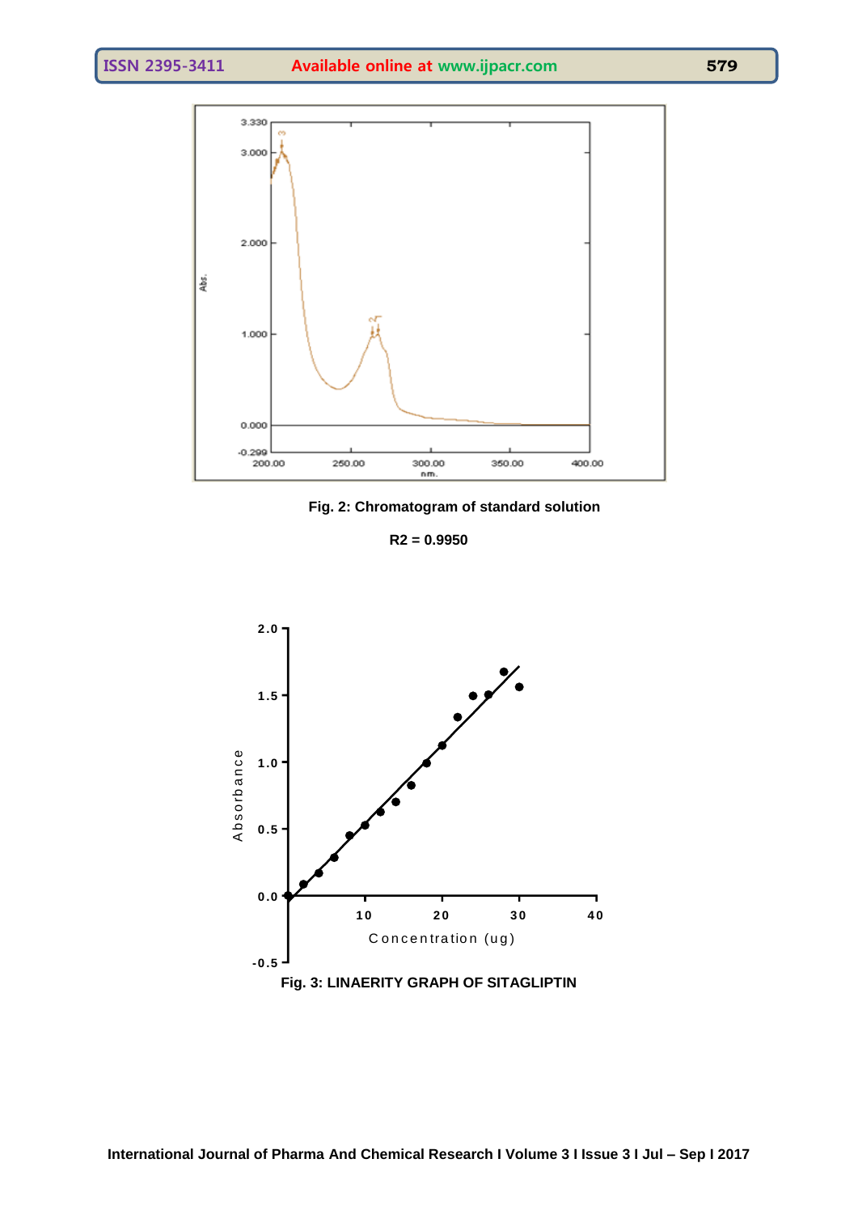Fig. 2: Chromatogram of standard solution

$R2 = 0.9950$

Fig. 3: LINAERITY GRAPH OF SITAGLIPTIN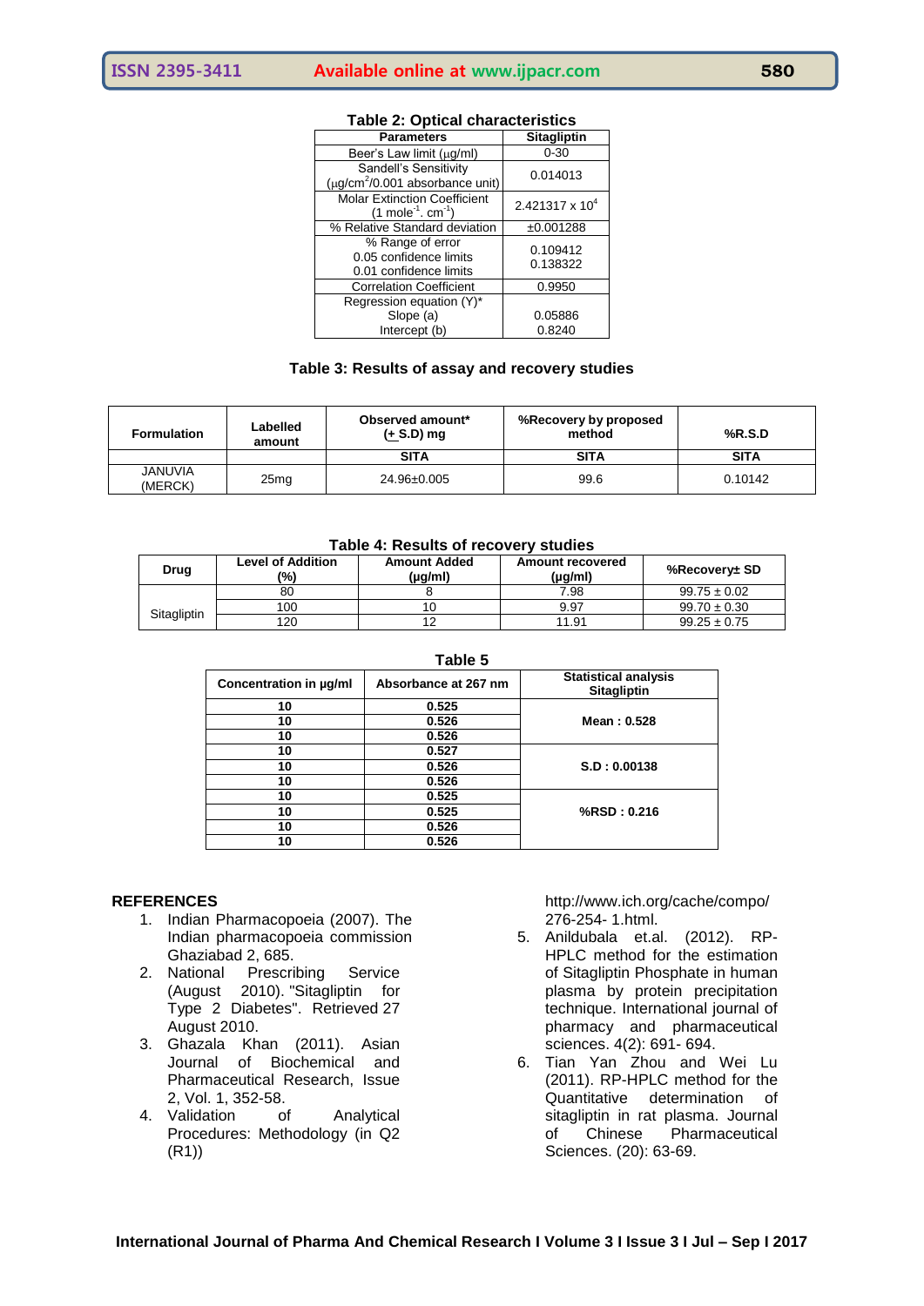**Table 2: Optical characteristics**

| Parameters | Sitagliptin |
|---|---|
| Beer's Law limit (μg/ml) | 0-30 |
| Sandell's Sensitivity ($\mu g/cm^2$/0.001 absorbance unit) | 0.014013 |
| Molar Extinction Coefficient ($1\ mole^{-1}.\ cm^{-1}$) | $2.421317 \times 10^4$ |
| % Relative Standard deviation | ±0.001288 |
| % Range of error<br>0.05 confidence limits<br>0.01 confidence limits | 0.109412<br>0.138322 |
| Correlation Coefficient | 0.9950 |
| Regression equation (Y)*<br>Slope (a)<br>Intercept (b) | 0.05886<br>0.8240 |

**Table 3: Results of assay and recovery studies**

| Formulation | Labelled amount | Observed amount* (± S.D) mg | %Recovery by proposed method | %R.S.D |
|---|---|---|---|---|
| | | SITA | SITA | SITA |
| JANUVIA (MERCK) | 25mg | 24.96±0.005 | 99.6 | 0.10142 |

**Table 4: Results of recovery studies**

| Drug | Level of Addition (%) | Amount Added (μg/ml) | Amount recovered (μg/ml) | %Recovery± SD |
|---|---|---|---|---|
| Sitagliptin | 80 | 8 | 7.98 | 99.75 ± 0.02 |
| | 100 | 10 | 9.97 | 99.70 ± 0.30 |
| | 120 | 12 | 11.91 | 99.25 ± 0.75 |

**Table 5**

| Concentration in μg/ml | Absorbance at 267 nm | Statistical analysis Sitagliptin |
|---|---|---|
| **10** | **0.525** | **Mean : 0.528** |
| **10** | **0.526** | |
| **10** | **0.526** | |
| **10** | **0.527** | **S.D : 0.00138** |
| **10** | **0.526** | |
| **10** | **0.526** | |
| **10** | **0.525** | **%RSD : 0.216** |
| **10** | **0.525** | |
| **10** | **0.526** | |
| **10** | **0.526** | |

## REFERENCES

1. Indian Pharmacopoeia (2007). The Indian pharmacopoeia commission Ghaziabad 2, 685.
2. National Prescribing Service (August 2010). "Sitagliptin for Type 2 Diabetes". Retrieved 27 August 2010.
3. Ghazala Khan (2011). Asian Journal of Biochemical and Pharmaceutical Research, Issue 2, Vol. 1, 352-58.
4. Validation of Analytical Procedures: Methodology (in Q2 (R1)) http://www.ich.org/cache/compo/276-254- 1.html.
5. Anildubala et.al. (2012). RP-HPLC method for the estimation of Sitagliptin Phosphate in human plasma by protein precipitation technique. International journal of pharmacy and pharmaceutical sciences. 4(2): 691- 694.
6. Tian Yan Zhou and Wei Lu (2011). RP-HPLC method for the Quantitative determination of sitagliptin in rat plasma. Journal of Chinese Pharmaceutical Sciences. (20): 63-69.